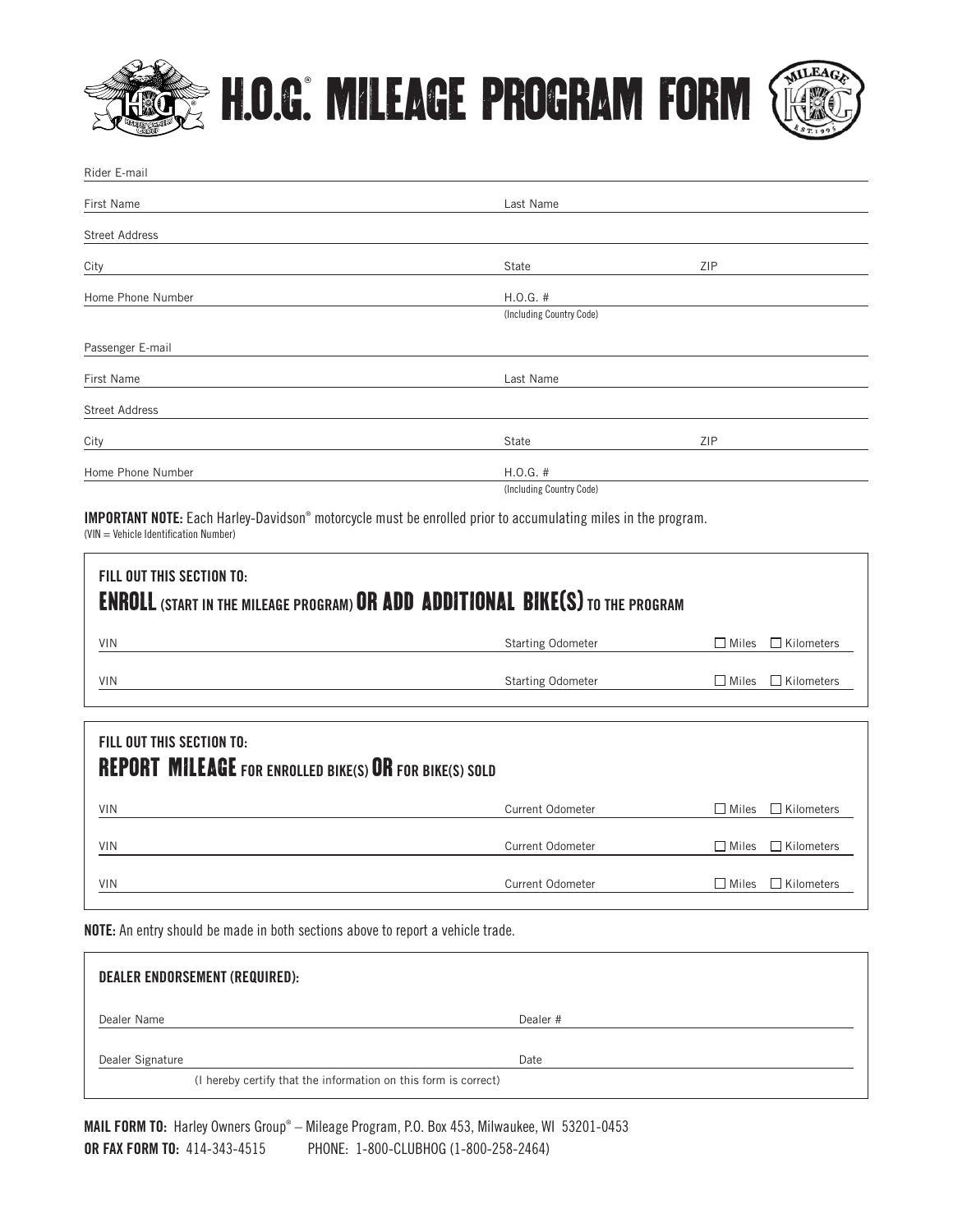# H.O.G.® MILEAGE PROGRAM FORM

Rider E-mail

First Name | Last Name

Street Address

City | State | ZIP

Home Phone Number | H.O.G. # (Including Country Code)

Passenger E-mail

First Name | Last Name

Street Address

City | State | ZIP

Home Phone Number | H.O.G. # (Including Country Code)

**IMPORTANT NOTE:** Each Harley-Davidson® motorcycle must be enrolled prior to accumulating miles in the program.
(VIN = Vehicle Identification Number)

## FILL OUT THIS SECTION TO: ENROLL (START IN THE MILEAGE PROGRAM) OR ADD ADDITIONAL BIKE(S) TO THE PROGRAM

| VIN | Starting Odometer | ☐ Miles ☐ Kilometers |
|---|---|---|
| VIN | Starting Odometer | ☐ Miles ☐ Kilometers |

## FILL OUT THIS SECTION TO: REPORT MILEAGE FOR ENROLLED BIKE(S) OR FOR BIKE(S) SOLD

| VIN | Current Odometer | ☐ Miles ☐ Kilometers |
|---|---|---|
| VIN | Current Odometer | ☐ Miles ☐ Kilometers |
| VIN | Current Odometer | ☐ Miles ☐ Kilometers |

**NOTE:** An entry should be made in both sections above to report a vehicle trade.

## DEALER ENDORSEMENT (REQUIRED):

Dealer Name | Dealer #

Dealer Signature | Date

(I hereby certify that the information on this form is correct)

**MAIL FORM TO:** Harley Owners Group® – Mileage Program, P.O. Box 453, Milwaukee, WI 53201-0453

**OR FAX FORM TO:** 414-343-4515 PHONE: 1-800-CLUBHOG (1-800-258-2464)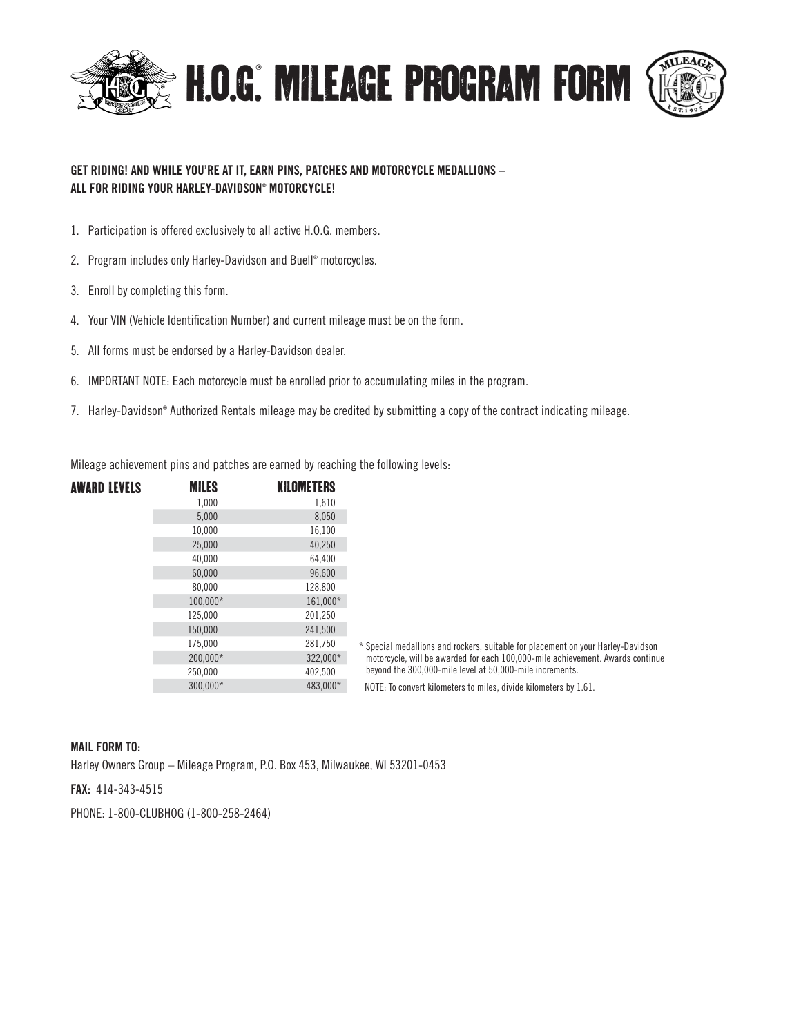# H.O.G.® MILEAGE PROGRAM FORM

**GET RIDING! AND WHILE YOU'RE AT IT, EARN PINS, PATCHES AND MOTORCYCLE MEDALLIONS – ALL FOR RIDING YOUR HARLEY-DAVIDSON® MOTORCYCLE!**

1. Participation is offered exclusively to all active H.O.G. members.
2. Program includes only Harley-Davidson and Buell® motorcycles.
3. Enroll by completing this form.
4. Your VIN (Vehicle Identification Number) and current mileage must be on the form.
5. All forms must be endorsed by a Harley-Davidson dealer.
6. IMPORTANT NOTE: Each motorcycle must be enrolled prior to accumulating miles in the program.
7. Harley-Davidson® Authorized Rentals mileage may be credited by submitting a copy of the contract indicating mileage.

Mileage achievement pins and patches are earned by reaching the following levels:

| AWARD LEVELS | MILES | KILOMETERS |
|---|---|---|
| | 1,000 | 1,610 |
| | 5,000 | 8,050 |
| | 10,000 | 16,100 |
| | 25,000 | 40,250 |
| | 40,000 | 64,400 |
| | 60,000 | 96,600 |
| | 80,000 | 128,800 |
| | 100,000* | 161,000* |
| | 125,000 | 201,250 |
| | 150,000 | 241,500 |
| | 175,000 | 281,750 |
| | 200,000* | 322,000* |
| | 250,000 | 402,500 |
| | 300,000* | 483,000* |

\* Special medallions and rockers, suitable for placement on your Harley-Davidson motorcycle, will be awarded for each 100,000-mile achievement. Awards continue beyond the 300,000-mile level at 50,000-mile increments.

NOTE: To convert kilometers to miles, divide kilometers by 1.61.

**MAIL FORM TO:**

Harley Owners Group – Mileage Program, P.O. Box 453, Milwaukee, WI 53201-0453

**FAX:** 414-343-4515

PHONE: 1-800-CLUBHOG (1-800-258-2464)